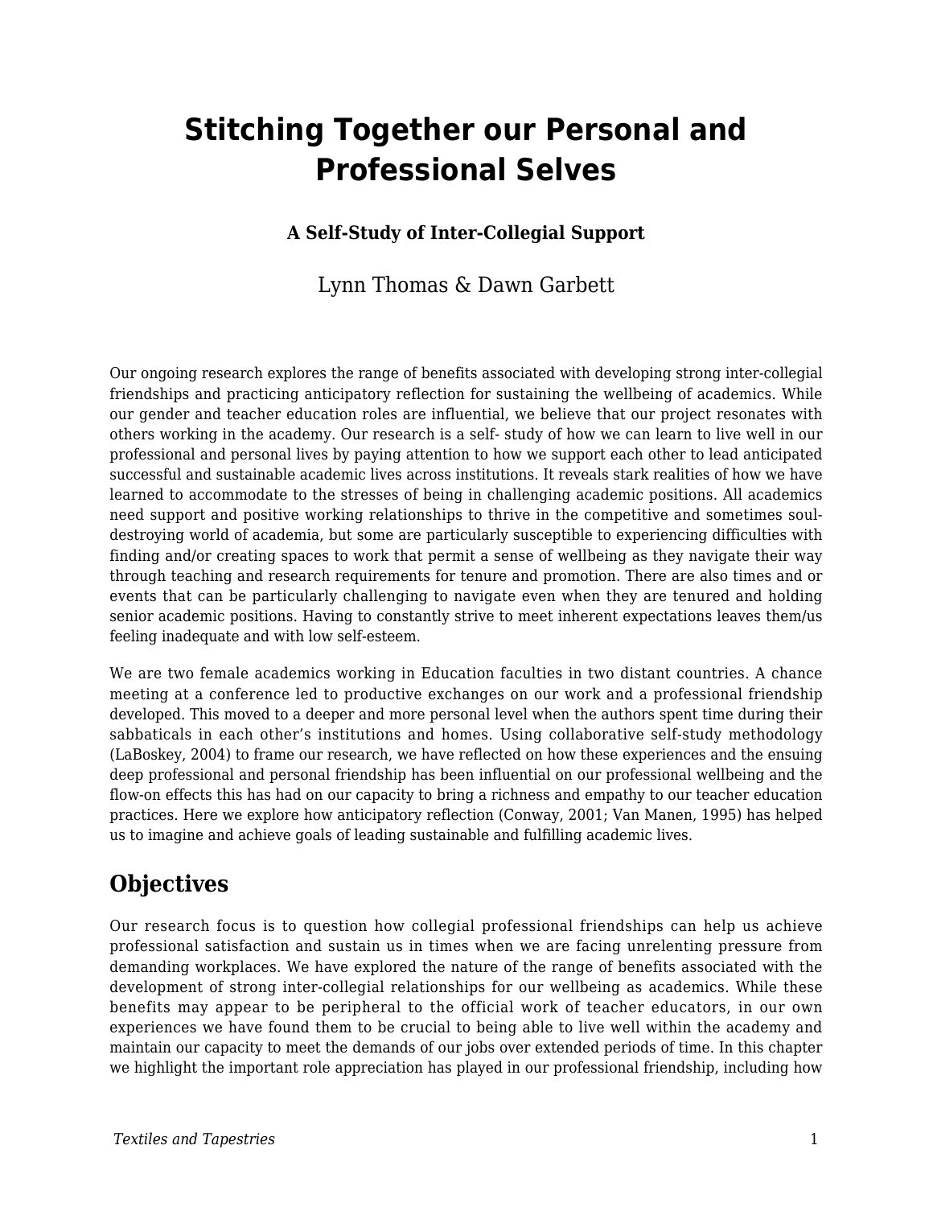# Stitching Together our Personal and Professional Selves

### A Self-Study of Inter-Collegial Support

Lynn Thomas & Dawn Garbett

Our ongoing research explores the range of benefits associated with developing strong inter-collegial friendships and practicing anticipatory reflection for sustaining the wellbeing of academics. While our gender and teacher education roles are influential, we believe that our project resonates with others working in the academy. Our research is a self- study of how we can learn to live well in our professional and personal lives by paying attention to how we support each other to lead anticipated successful and sustainable academic lives across institutions. It reveals stark realities of how we have learned to accommodate to the stresses of being in challenging academic positions. All academics need support and positive working relationships to thrive in the competitive and sometimes soul-destroying world of academia, but some are particularly susceptible to experiencing difficulties with finding and/or creating spaces to work that permit a sense of wellbeing as they navigate their way through teaching and research requirements for tenure and promotion. There are also times and or events that can be particularly challenging to navigate even when they are tenured and holding senior academic positions. Having to constantly strive to meet inherent expectations leaves them/us feeling inadequate and with low self-esteem.

We are two female academics working in Education faculties in two distant countries. A chance meeting at a conference led to productive exchanges on our work and a professional friendship developed. This moved to a deeper and more personal level when the authors spent time during their sabbaticals in each other's institutions and homes. Using collaborative self-study methodology (LaBoskey, 2004) to frame our research, we have reflected on how these experiences and the ensuing deep professional and personal friendship has been influential on our professional wellbeing and the flow-on effects this has had on our capacity to bring a richness and empathy to our teacher education practices. Here we explore how anticipatory reflection (Conway, 2001; Van Manen, 1995) has helped us to imagine and achieve goals of leading sustainable and fulfilling academic lives.

## Objectives

Our research focus is to question how collegial professional friendships can help us achieve professional satisfaction and sustain us in times when we are facing unrelenting pressure from demanding workplaces. We have explored the nature of the range of benefits associated with the development of strong inter-collegial relationships for our wellbeing as academics. While these benefits may appear to be peripheral to the official work of teacher educators, in our own experiences we have found them to be crucial to being able to live well within the academy and maintain our capacity to meet the demands of our jobs over extended periods of time. In this chapter we highlight the important role appreciation has played in our professional friendship, including how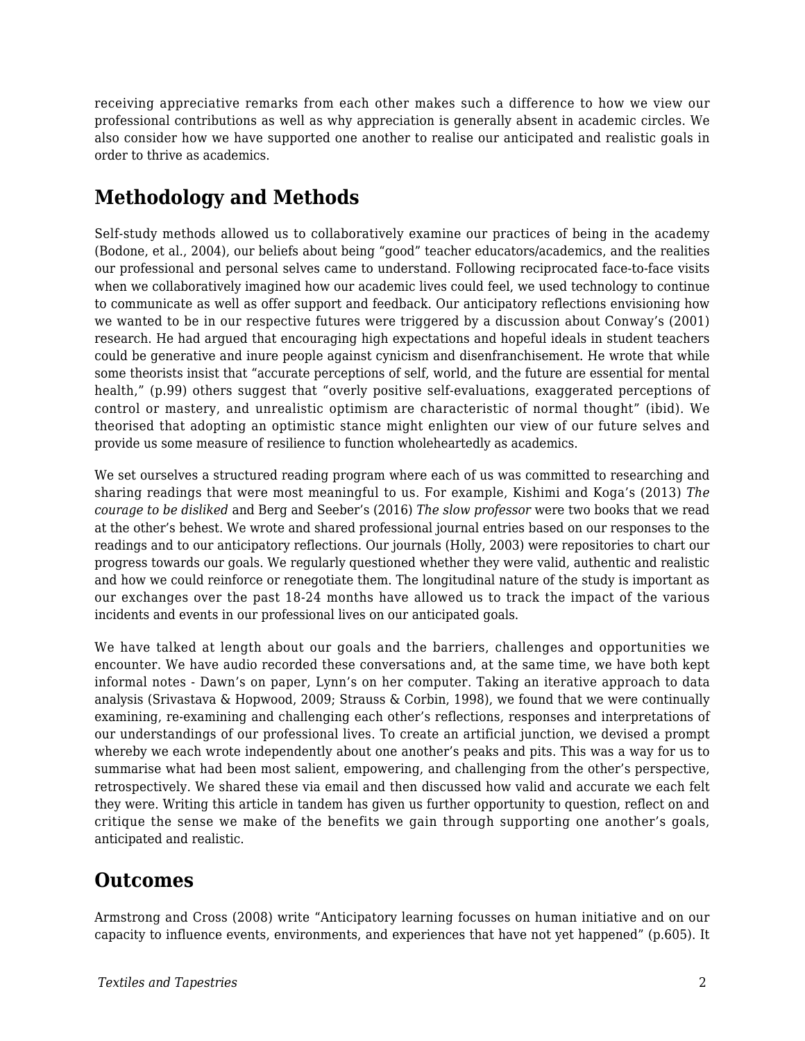receiving appreciative remarks from each other makes such a difference to how we view our professional contributions as well as why appreciation is generally absent in academic circles. We also consider how we have supported one another to realise our anticipated and realistic goals in order to thrive as academics.

## Methodology and Methods

Self-study methods allowed us to collaboratively examine our practices of being in the academy (Bodone, et al., 2004), our beliefs about being "good" teacher educators/academics, and the realities our professional and personal selves came to understand. Following reciprocated face-to-face visits when we collaboratively imagined how our academic lives could feel, we used technology to continue to communicate as well as offer support and feedback. Our anticipatory reflections envisioning how we wanted to be in our respective futures were triggered by a discussion about Conway's (2001) research. He had argued that encouraging high expectations and hopeful ideals in student teachers could be generative and inure people against cynicism and disenfranchisement. He wrote that while some theorists insist that "accurate perceptions of self, world, and the future are essential for mental health," (p.99) others suggest that "overly positive self-evaluations, exaggerated perceptions of control or mastery, and unrealistic optimism are characteristic of normal thought" (ibid). We theorised that adopting an optimistic stance might enlighten our view of our future selves and provide us some measure of resilience to function wholeheartedly as academics.

We set ourselves a structured reading program where each of us was committed to researching and sharing readings that were most meaningful to us. For example, Kishimi and Koga's (2013) *The courage to be disliked* and Berg and Seeber's (2016) *The slow professor* were two books that we read at the other's behest. We wrote and shared professional journal entries based on our responses to the readings and to our anticipatory reflections. Our journals (Holly, 2003) were repositories to chart our progress towards our goals. We regularly questioned whether they were valid, authentic and realistic and how we could reinforce or renegotiate them. The longitudinal nature of the study is important as our exchanges over the past 18-24 months have allowed us to track the impact of the various incidents and events in our professional lives on our anticipated goals.

We have talked at length about our goals and the barriers, challenges and opportunities we encounter. We have audio recorded these conversations and, at the same time, we have both kept informal notes - Dawn's on paper, Lynn's on her computer. Taking an iterative approach to data analysis (Srivastava & Hopwood, 2009; Strauss & Corbin, 1998), we found that we were continually examining, re-examining and challenging each other's reflections, responses and interpretations of our understandings of our professional lives. To create an artificial junction, we devised a prompt whereby we each wrote independently about one another's peaks and pits. This was a way for us to summarise what had been most salient, empowering, and challenging from the other's perspective, retrospectively. We shared these via email and then discussed how valid and accurate we each felt they were. Writing this article in tandem has given us further opportunity to question, reflect on and critique the sense we make of the benefits we gain through supporting one another's goals, anticipated and realistic.

## Outcomes

Armstrong and Cross (2008) write "Anticipatory learning focusses on human initiative and on our capacity to influence events, environments, and experiences that have not yet happened" (p.605). It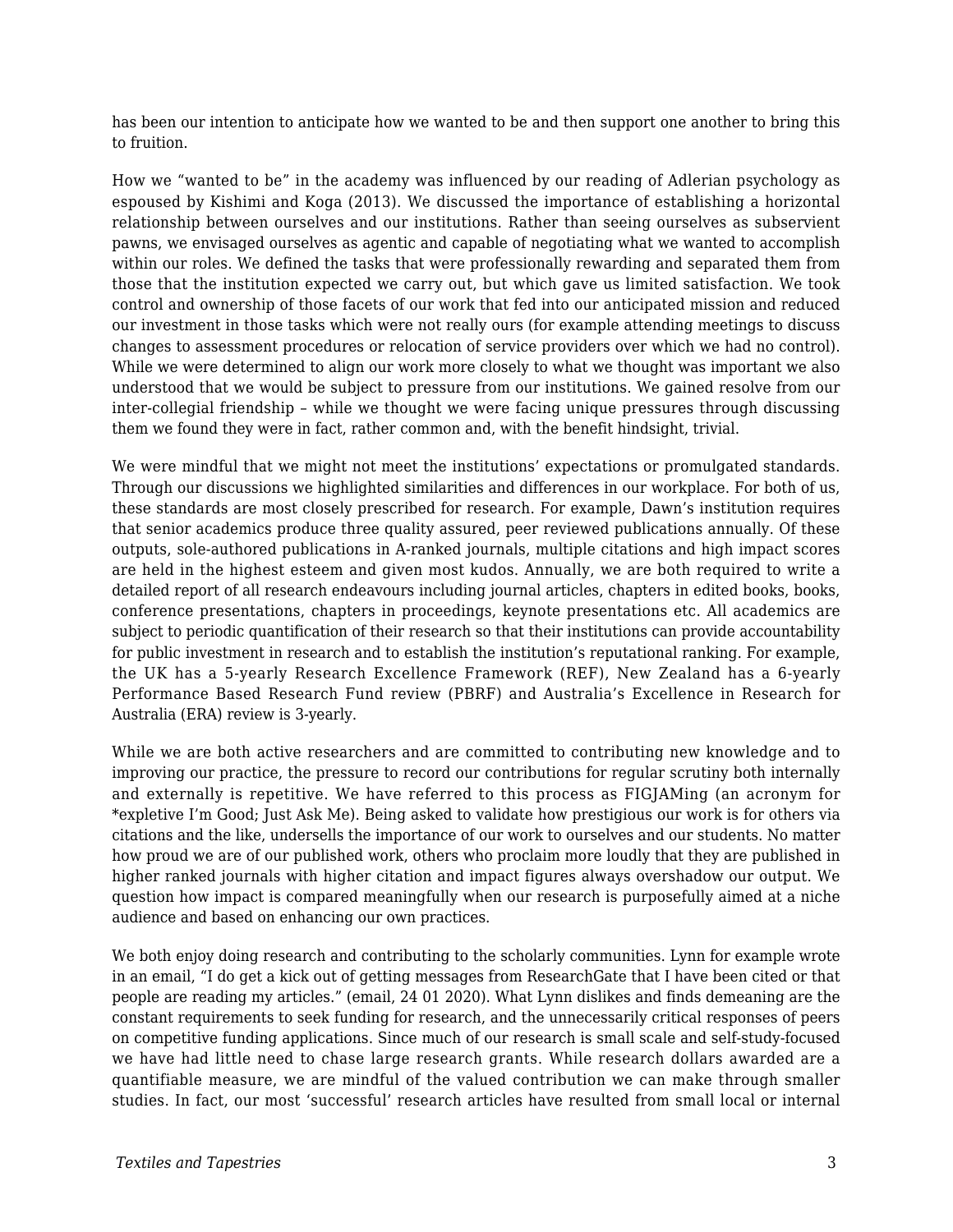has been our intention to anticipate how we wanted to be and then support one another to bring this to fruition.

How we "wanted to be" in the academy was influenced by our reading of Adlerian psychology as espoused by Kishimi and Koga (2013). We discussed the importance of establishing a horizontal relationship between ourselves and our institutions. Rather than seeing ourselves as subservient pawns, we envisaged ourselves as agentic and capable of negotiating what we wanted to accomplish within our roles. We defined the tasks that were professionally rewarding and separated them from those that the institution expected we carry out, but which gave us limited satisfaction. We took control and ownership of those facets of our work that fed into our anticipated mission and reduced our investment in those tasks which were not really ours (for example attending meetings to discuss changes to assessment procedures or relocation of service providers over which we had no control). While we were determined to align our work more closely to what we thought was important we also understood that we would be subject to pressure from our institutions. We gained resolve from our inter-collegial friendship – while we thought we were facing unique pressures through discussing them we found they were in fact, rather common and, with the benefit hindsight, trivial.

We were mindful that we might not meet the institutions' expectations or promulgated standards. Through our discussions we highlighted similarities and differences in our workplace. For both of us, these standards are most closely prescribed for research. For example, Dawn's institution requires that senior academics produce three quality assured, peer reviewed publications annually. Of these outputs, sole-authored publications in A-ranked journals, multiple citations and high impact scores are held in the highest esteem and given most kudos. Annually, we are both required to write a detailed report of all research endeavours including journal articles, chapters in edited books, books, conference presentations, chapters in proceedings, keynote presentations etc. All academics are subject to periodic quantification of their research so that their institutions can provide accountability for public investment in research and to establish the institution's reputational ranking. For example, the UK has a 5-yearly Research Excellence Framework (REF), New Zealand has a 6-yearly Performance Based Research Fund review (PBRF) and Australia's Excellence in Research for Australia (ERA) review is 3-yearly.

While we are both active researchers and are committed to contributing new knowledge and to improving our practice, the pressure to record our contributions for regular scrutiny both internally and externally is repetitive. We have referred to this process as FIGJAMing (an acronym for *expletive I'm Good; Just Ask Me). Being asked to validate how prestigious our work is for others via citations and the like, undersells the importance of our work to ourselves and our students. No matter how proud we are of our published work, others who proclaim more loudly that they are published in higher ranked journals with higher citation and impact figures always overshadow our output. We question how impact is compared meaningfully when our research is purposefully aimed at a niche audience and based on enhancing our own practices.

We both enjoy doing research and contributing to the scholarly communities. Lynn for example wrote in an email, "I do get a kick out of getting messages from ResearchGate that I have been cited or that people are reading my articles." (email, 24 01 2020). What Lynn dislikes and finds demeaning are the constant requirements to seek funding for research, and the unnecessarily critical responses of peers on competitive funding applications. Since much of our research is small scale and self-study-focused we have had little need to chase large research grants. While research dollars awarded are a quantifiable measure, we are mindful of the valued contribution we can make through smaller studies. In fact, our most 'successful' research articles have resulted from small local or internal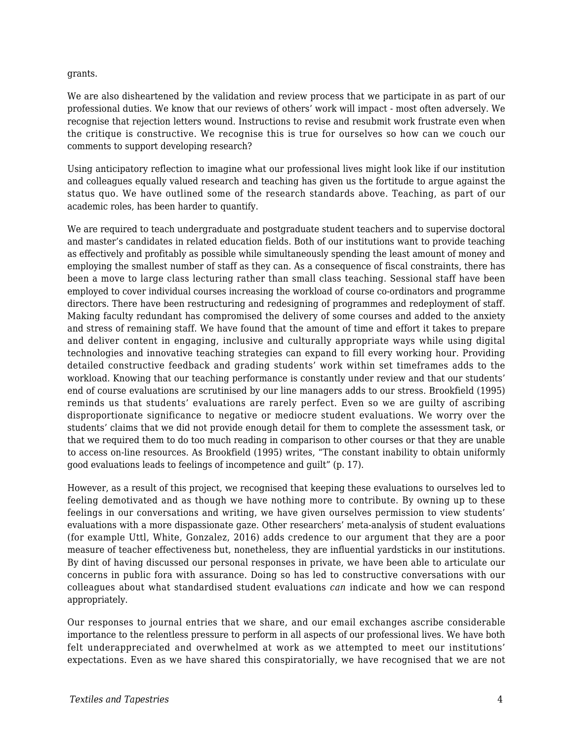grants.

We are also disheartened by the validation and review process that we participate in as part of our professional duties. We know that our reviews of others' work will impact - most often adversely. We recognise that rejection letters wound. Instructions to revise and resubmit work frustrate even when the critique is constructive. We recognise this is true for ourselves so how can we couch our comments to support developing research?

Using anticipatory reflection to imagine what our professional lives might look like if our institution and colleagues equally valued research and teaching has given us the fortitude to argue against the status quo. We have outlined some of the research standards above. Teaching, as part of our academic roles, has been harder to quantify.

We are required to teach undergraduate and postgraduate student teachers and to supervise doctoral and master's candidates in related education fields. Both of our institutions want to provide teaching as effectively and profitably as possible while simultaneously spending the least amount of money and employing the smallest number of staff as they can. As a consequence of fiscal constraints, there has been a move to large class lecturing rather than small class teaching. Sessional staff have been employed to cover individual courses increasing the workload of course co-ordinators and programme directors. There have been restructuring and redesigning of programmes and redeployment of staff. Making faculty redundant has compromised the delivery of some courses and added to the anxiety and stress of remaining staff. We have found that the amount of time and effort it takes to prepare and deliver content in engaging, inclusive and culturally appropriate ways while using digital technologies and innovative teaching strategies can expand to fill every working hour. Providing detailed constructive feedback and grading students' work within set timeframes adds to the workload. Knowing that our teaching performance is constantly under review and that our students' end of course evaluations are scrutinised by our line managers adds to our stress. Brookfield (1995) reminds us that students' evaluations are rarely perfect. Even so we are guilty of ascribing disproportionate significance to negative or mediocre student evaluations. We worry over the students' claims that we did not provide enough detail for them to complete the assessment task, or that we required them to do too much reading in comparison to other courses or that they are unable to access on-line resources. As Brookfield (1995) writes, "The constant inability to obtain uniformly good evaluations leads to feelings of incompetence and guilt" (p. 17).

However, as a result of this project, we recognised that keeping these evaluations to ourselves led to feeling demotivated and as though we have nothing more to contribute. By owning up to these feelings in our conversations and writing, we have given ourselves permission to view students' evaluations with a more dispassionate gaze. Other researchers' meta-analysis of student evaluations (for example Uttl, White, Gonzalez, 2016) adds credence to our argument that they are a poor measure of teacher effectiveness but, nonetheless, they are influential yardsticks in our institutions. By dint of having discussed our personal responses in private, we have been able to articulate our concerns in public fora with assurance. Doing so has led to constructive conversations with our colleagues about what standardised student evaluations *can* indicate and how we can respond appropriately.

Our responses to journal entries that we share, and our email exchanges ascribe considerable importance to the relentless pressure to perform in all aspects of our professional lives. We have both felt underappreciated and overwhelmed at work as we attempted to meet our institutions' expectations. Even as we have shared this conspiratorially, we have recognised that we are not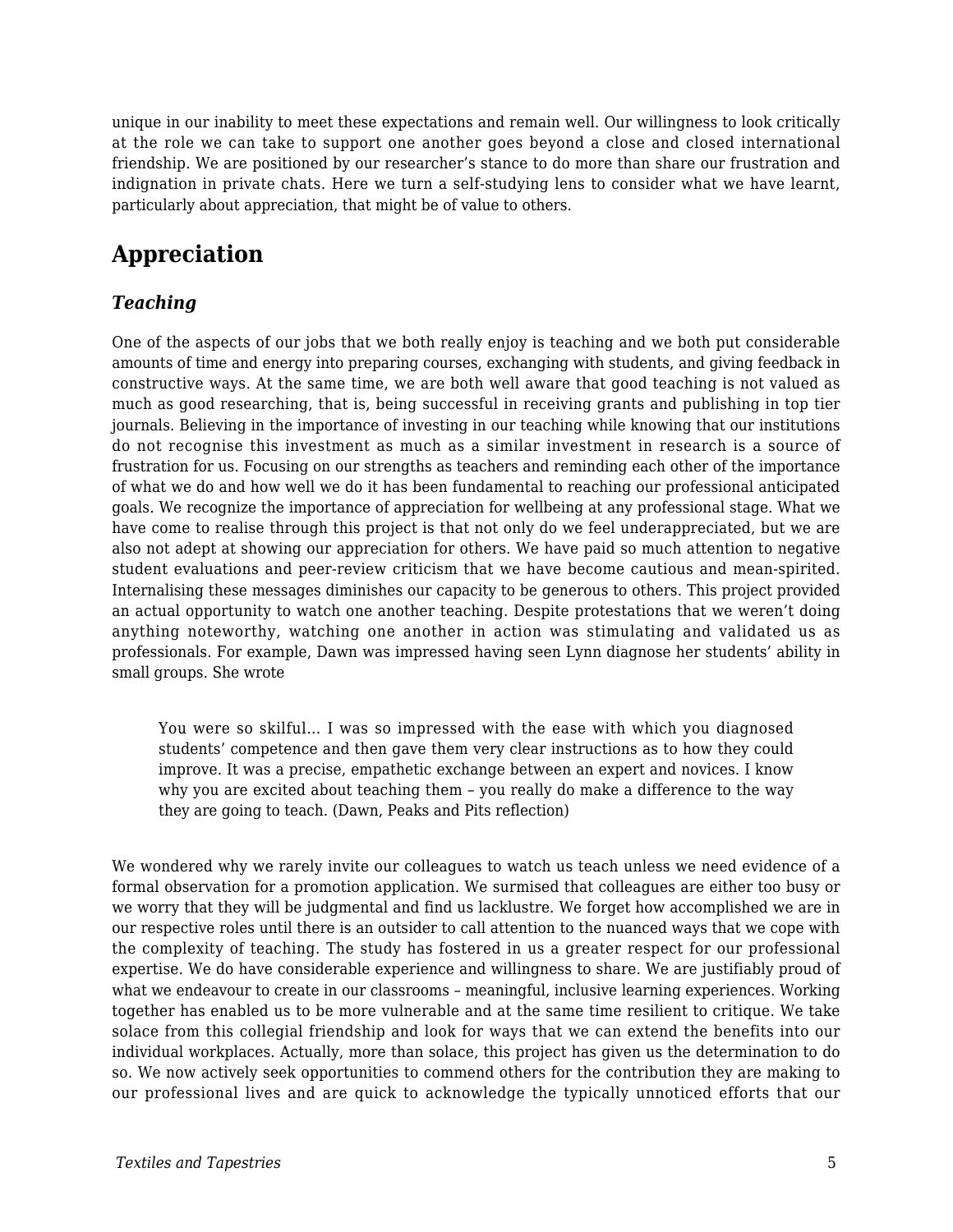unique in our inability to meet these expectations and remain well. Our willingness to look critically at the role we can take to support one another goes beyond a close and closed international friendship. We are positioned by our researcher's stance to do more than share our frustration and indignation in private chats. Here we turn a self-studying lens to consider what we have learnt, particularly about appreciation, that might be of value to others.

## Appreciation

### *Teaching*

One of the aspects of our jobs that we both really enjoy is teaching and we both put considerable amounts of time and energy into preparing courses, exchanging with students, and giving feedback in constructive ways. At the same time, we are both well aware that good teaching is not valued as much as good researching, that is, being successful in receiving grants and publishing in top tier journals. Believing in the importance of investing in our teaching while knowing that our institutions do not recognise this investment as much as a similar investment in research is a source of frustration for us. Focusing on our strengths as teachers and reminding each other of the importance of what we do and how well we do it has been fundamental to reaching our professional anticipated goals. We recognize the importance of appreciation for wellbeing at any professional stage. What we have come to realise through this project is that not only do we feel underappreciated, but we are also not adept at showing our appreciation for others. We have paid so much attention to negative student evaluations and peer-review criticism that we have become cautious and mean-spirited. Internalising these messages diminishes our capacity to be generous to others. This project provided an actual opportunity to watch one another teaching. Despite protestations that we weren't doing anything noteworthy, watching one another in action was stimulating and validated us as professionals. For example, Dawn was impressed having seen Lynn diagnose her students' ability in small groups. She wrote

> You were so skilful… I was so impressed with the ease with which you diagnosed students' competence and then gave them very clear instructions as to how they could improve. It was a precise, empathetic exchange between an expert and novices. I know why you are excited about teaching them – you really do make a difference to the way they are going to teach. (Dawn, Peaks and Pits reflection)

We wondered why we rarely invite our colleagues to watch us teach unless we need evidence of a formal observation for a promotion application. We surmised that colleagues are either too busy or we worry that they will be judgmental and find us lacklustre. We forget how accomplished we are in our respective roles until there is an outsider to call attention to the nuanced ways that we cope with the complexity of teaching. The study has fostered in us a greater respect for our professional expertise. We do have considerable experience and willingness to share. We are justifiably proud of what we endeavour to create in our classrooms – meaningful, inclusive learning experiences. Working together has enabled us to be more vulnerable and at the same time resilient to critique. We take solace from this collegial friendship and look for ways that we can extend the benefits into our individual workplaces. Actually, more than solace, this project has given us the determination to do so. We now actively seek opportunities to commend others for the contribution they are making to our professional lives and are quick to acknowledge the typically unnoticed efforts that our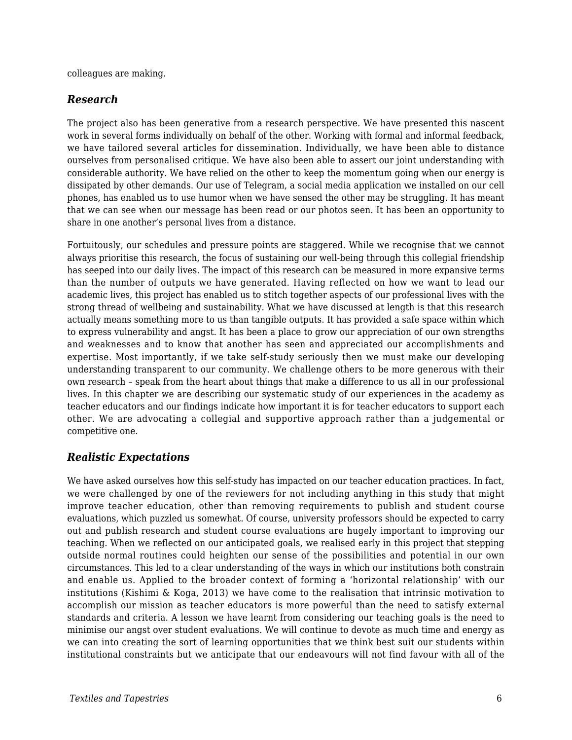colleagues are making.

### *Research*

The project also has been generative from a research perspective. We have presented this nascent work in several forms individually on behalf of the other. Working with formal and informal feedback, we have tailored several articles for dissemination. Individually, we have been able to distance ourselves from personalised critique. We have also been able to assert our joint understanding with considerable authority. We have relied on the other to keep the momentum going when our energy is dissipated by other demands. Our use of Telegram, a social media application we installed on our cell phones, has enabled us to use humor when we have sensed the other may be struggling. It has meant that we can see when our message has been read or our photos seen. It has been an opportunity to share in one another's personal lives from a distance.

Fortuitously, our schedules and pressure points are staggered. While we recognise that we cannot always prioritise this research, the focus of sustaining our well-being through this collegial friendship has seeped into our daily lives. The impact of this research can be measured in more expansive terms than the number of outputs we have generated. Having reflected on how we want to lead our academic lives, this project has enabled us to stitch together aspects of our professional lives with the strong thread of wellbeing and sustainability. What we have discussed at length is that this research actually means something more to us than tangible outputs. It has provided a safe space within which to express vulnerability and angst. It has been a place to grow our appreciation of our own strengths and weaknesses and to know that another has seen and appreciated our accomplishments and expertise. Most importantly, if we take self-study seriously then we must make our developing understanding transparent to our community. We challenge others to be more generous with their own research – speak from the heart about things that make a difference to us all in our professional lives. In this chapter we are describing our systematic study of our experiences in the academy as teacher educators and our findings indicate how important it is for teacher educators to support each other. We are advocating a collegial and supportive approach rather than a judgemental or competitive one.

### *Realistic Expectations*

We have asked ourselves how this self-study has impacted on our teacher education practices. In fact, we were challenged by one of the reviewers for not including anything in this study that might improve teacher education, other than removing requirements to publish and student course evaluations, which puzzled us somewhat. Of course, university professors should be expected to carry out and publish research and student course evaluations are hugely important to improving our teaching. When we reflected on our anticipated goals, we realised early in this project that stepping outside normal routines could heighten our sense of the possibilities and potential in our own circumstances. This led to a clear understanding of the ways in which our institutions both constrain and enable us. Applied to the broader context of forming a 'horizontal relationship' with our institutions (Kishimi & Koga, 2013) we have come to the realisation that intrinsic motivation to accomplish our mission as teacher educators is more powerful than the need to satisfy external standards and criteria. A lesson we have learnt from considering our teaching goals is the need to minimise our angst over student evaluations. We will continue to devote as much time and energy as we can into creating the sort of learning opportunities that we think best suit our students within institutional constraints but we anticipate that our endeavours will not find favour with all of the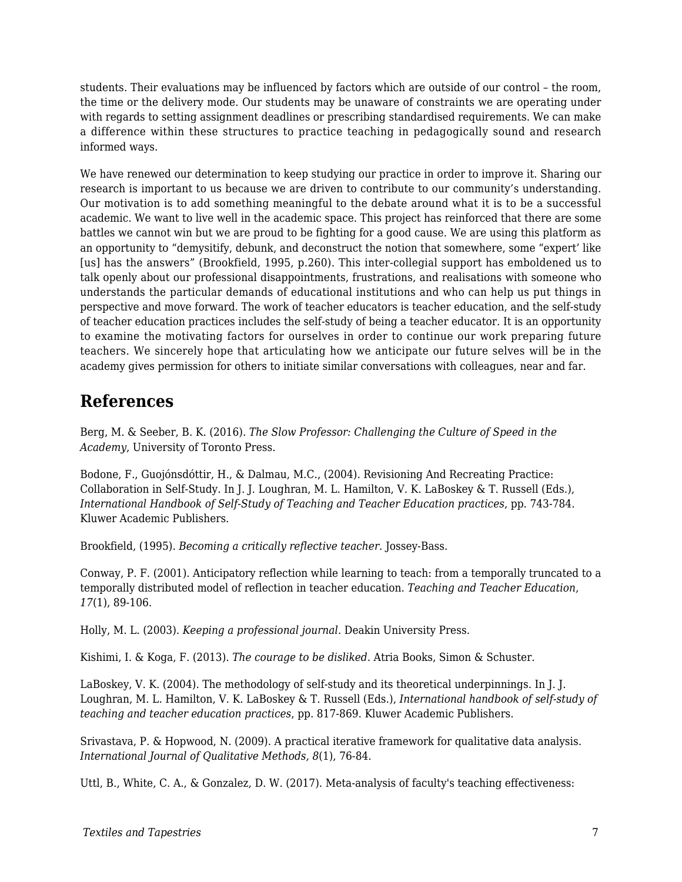students. Their evaluations may be influenced by factors which are outside of our control – the room, the time or the delivery mode. Our students may be unaware of constraints we are operating under with regards to setting assignment deadlines or prescribing standardised requirements. We can make a difference within these structures to practice teaching in pedagogically sound and research informed ways.

We have renewed our determination to keep studying our practice in order to improve it. Sharing our research is important to us because we are driven to contribute to our community's understanding. Our motivation is to add something meaningful to the debate around what it is to be a successful academic. We want to live well in the academic space. This project has reinforced that there are some battles we cannot win but we are proud to be fighting for a good cause. We are using this platform as an opportunity to "demysitify, debunk, and deconstruct the notion that somewhere, some "expert' like [us] has the answers" (Brookfield, 1995, p.260). This inter-collegial support has emboldened us to talk openly about our professional disappointments, frustrations, and realisations with someone who understands the particular demands of educational institutions and who can help us put things in perspective and move forward. The work of teacher educators is teacher education, and the self-study of teacher education practices includes the self-study of being a teacher educator. It is an opportunity to examine the motivating factors for ourselves in order to continue our work preparing future teachers. We sincerely hope that articulating how we anticipate our future selves will be in the academy gives permission for others to initiate similar conversations with colleagues, near and far.

## References

Berg, M. & Seeber, B. K. (2016). *The Slow Professor: Challenging the Culture of Speed in the Academy*, University of Toronto Press.

Bodone, F., Guojónsdóttir, H., & Dalmau, M.C., (2004). Revisioning And Recreating Practice: Collaboration in Self-Study. In J. J. Loughran, M. L. Hamilton, V. K. LaBoskey & T. Russell (Eds.), *International Handbook of Self-Study of Teaching and Teacher Education practices*, pp. 743-784. Kluwer Academic Publishers.

Brookfield, (1995). *Becoming a critically reflective teacher*. Jossey-Bass.

Conway, P. F. (2001). Anticipatory reflection while learning to teach: from a temporally truncated to a temporally distributed model of reflection in teacher education. *Teaching and Teacher Education, 17*(1), 89-106.

Holly, M. L. (2003). *Keeping a professional journal*. Deakin University Press.

Kishimi, I. & Koga, F. (2013). *The courage to be disliked*. Atria Books, Simon & Schuster.

LaBoskey, V. K. (2004). The methodology of self-study and its theoretical underpinnings. In J. J. Loughran, M. L. Hamilton, V. K. LaBoskey & T. Russell (Eds.), *International handbook of self-study of teaching and teacher education practices*, pp. 817-869. Kluwer Academic Publishers.

Srivastava, P. & Hopwood, N. (2009). A practical iterative framework for qualitative data analysis. *International Journal of Qualitative Methods, 8*(1), 76-84.

Uttl, B., White, C. A., & Gonzalez, D. W. (2017). Meta-analysis of faculty's teaching effectiveness: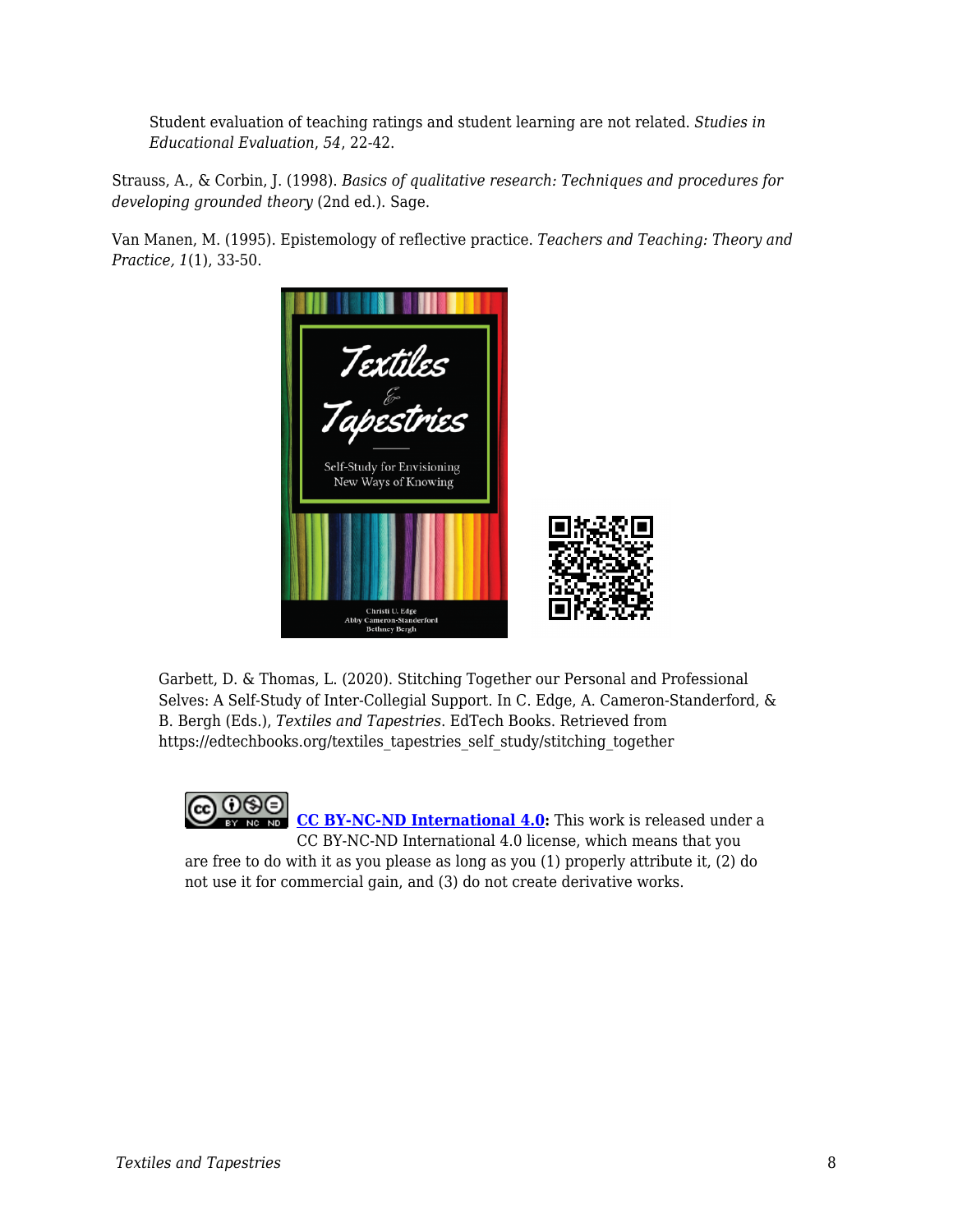Student evaluation of teaching ratings and student learning are not related. *Studies in Educational Evaluation, 54*, 22-42.

Strauss, A., & Corbin, J. (1998). *Basics of qualitative research: Techniques and procedures for developing grounded theory* (2nd ed.). Sage.

Van Manen, M. (1995). Epistemology of reflective practice. *Teachers and Teaching: Theory and Practice, 1*(1), 33-50.

Garbett, D. & Thomas, L. (2020). Stitching Together our Personal and Professional Selves: A Self-Study of Inter-Collegial Support. In C. Edge, A. Cameron-Standerford, & B. Bergh (Eds.), *Textiles and Tapestries*. EdTech Books. Retrieved from https://edtechbooks.org/textiles_tapestries_self_study/stitching_together

**CC BY-NC-ND International 4.0:** This work is released under a CC BY-NC-ND International 4.0 license, which means that you are free to do with it as you please as long as you (1) properly attribute it, (2) do not use it for commercial gain, and (3) do not create derivative works.